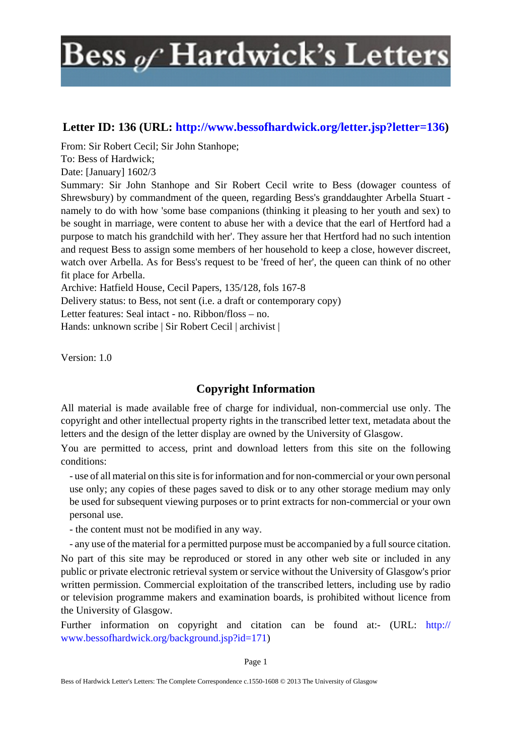# Bess of Hardwick's Letters

## Letter ID: 136 (URL: http://www.bessofhardwick.org/letter.jsp?letter=136)

From: Sir Robert Cecil; Sir John Stanhope;
To: Bess of Hardwick;
Date: [January] 1602/3
Summary: Sir John Stanhope and Sir Robert Cecil write to Bess (dowager countess of Shrewsbury) by commandment of the queen, regarding Bess's granddaughter Arbella Stuart - namely to do with how 'some base companions (thinking it pleasing to her youth and sex) to be sought in marriage, were content to abuse her with a device that the earl of Hertford had a purpose to match his grandchild with her'. They assure her that Hertford had no such intention and request Bess to assign some members of her household to keep a close, however discreet, watch over Arbella. As for Bess's request to be 'freed of her', the queen can think of no other fit place for Arbella.
Archive: Hatfield House, Cecil Papers, 135/128, fols 167-8
Delivery status: to Bess, not sent (i.e. a draft or contemporary copy)
Letter features: Seal intact - no. Ribbon/floss – no.
Hands: unknown scribe | Sir Robert Cecil | archivist |

Version: 1.0

### Copyright Information

All material is made available free of charge for individual, non-commercial use only. The copyright and other intellectual property rights in the transcribed letter text, metadata about the letters and the design of the letter display are owned by the University of Glasgow.

You are permitted to access, print and download letters from this site on the following conditions:

- use of all material on this site is for information and for non-commercial or your own personal use only; any copies of these pages saved to disk or to any other storage medium may only be used for subsequent viewing purposes or to print extracts for non-commercial or your own personal use.
- the content must not be modified in any way.
- any use of the material for a permitted purpose must be accompanied by a full source citation.

No part of this site may be reproduced or stored in any other web site or included in any public or private electronic retrieval system or service without the University of Glasgow's prior written permission. Commercial exploitation of the transcribed letters, including use by radio or television programme makers and examination boards, is prohibited without licence from the University of Glasgow.

Further information on copyright and citation can be found at:- (URL: http://www.bessofhardwick.org/background.jsp?id=171)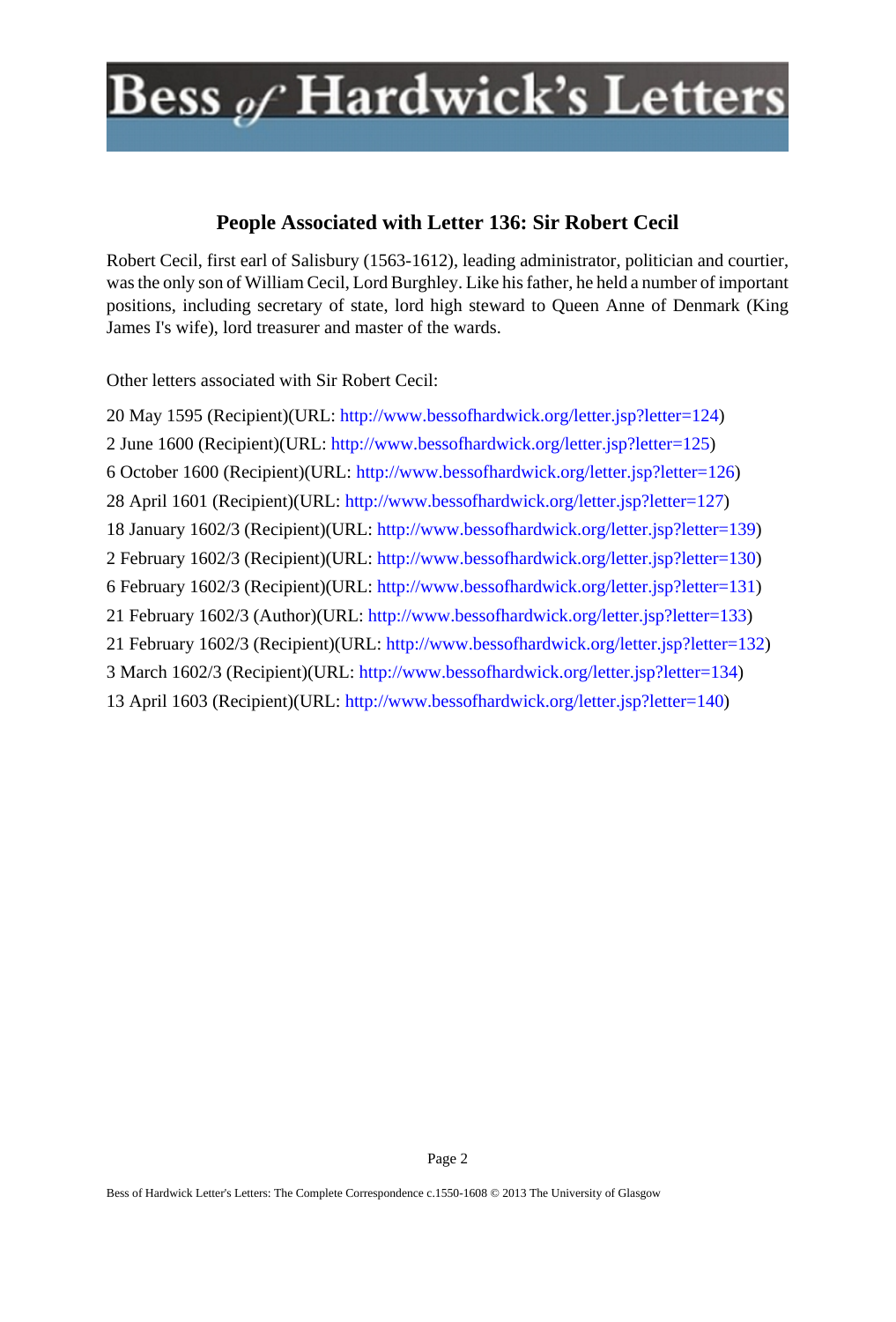## People Associated with Letter 136: Sir Robert Cecil

Robert Cecil, first earl of Salisbury (1563-1612), leading administrator, politician and courtier, was the only son of William Cecil, Lord Burghley. Like his father, he held a number of important positions, including secretary of state, lord high steward to Queen Anne of Denmark (King James I's wife), lord treasurer and master of the wards.

Other letters associated with Sir Robert Cecil:

20 May 1595 (Recipient)(URL: http://www.bessofhardwick.org/letter.jsp?letter=124)

2 June 1600 (Recipient)(URL: http://www.bessofhardwick.org/letter.jsp?letter=125)

6 October 1600 (Recipient)(URL: http://www.bessofhardwick.org/letter.jsp?letter=126)

28 April 1601 (Recipient)(URL: http://www.bessofhardwick.org/letter.jsp?letter=127)

18 January 1602/3 (Recipient)(URL: http://www.bessofhardwick.org/letter.jsp?letter=139)

2 February 1602/3 (Recipient)(URL: http://www.bessofhardwick.org/letter.jsp?letter=130)

6 February 1602/3 (Recipient)(URL: http://www.bessofhardwick.org/letter.jsp?letter=131)

21 February 1602/3 (Author)(URL: http://www.bessofhardwick.org/letter.jsp?letter=133)

21 February 1602/3 (Recipient)(URL: http://www.bessofhardwick.org/letter.jsp?letter=132)

3 March 1602/3 (Recipient)(URL: http://www.bessofhardwick.org/letter.jsp?letter=134)

13 April 1603 (Recipient)(URL: http://www.bessofhardwick.org/letter.jsp?letter=140)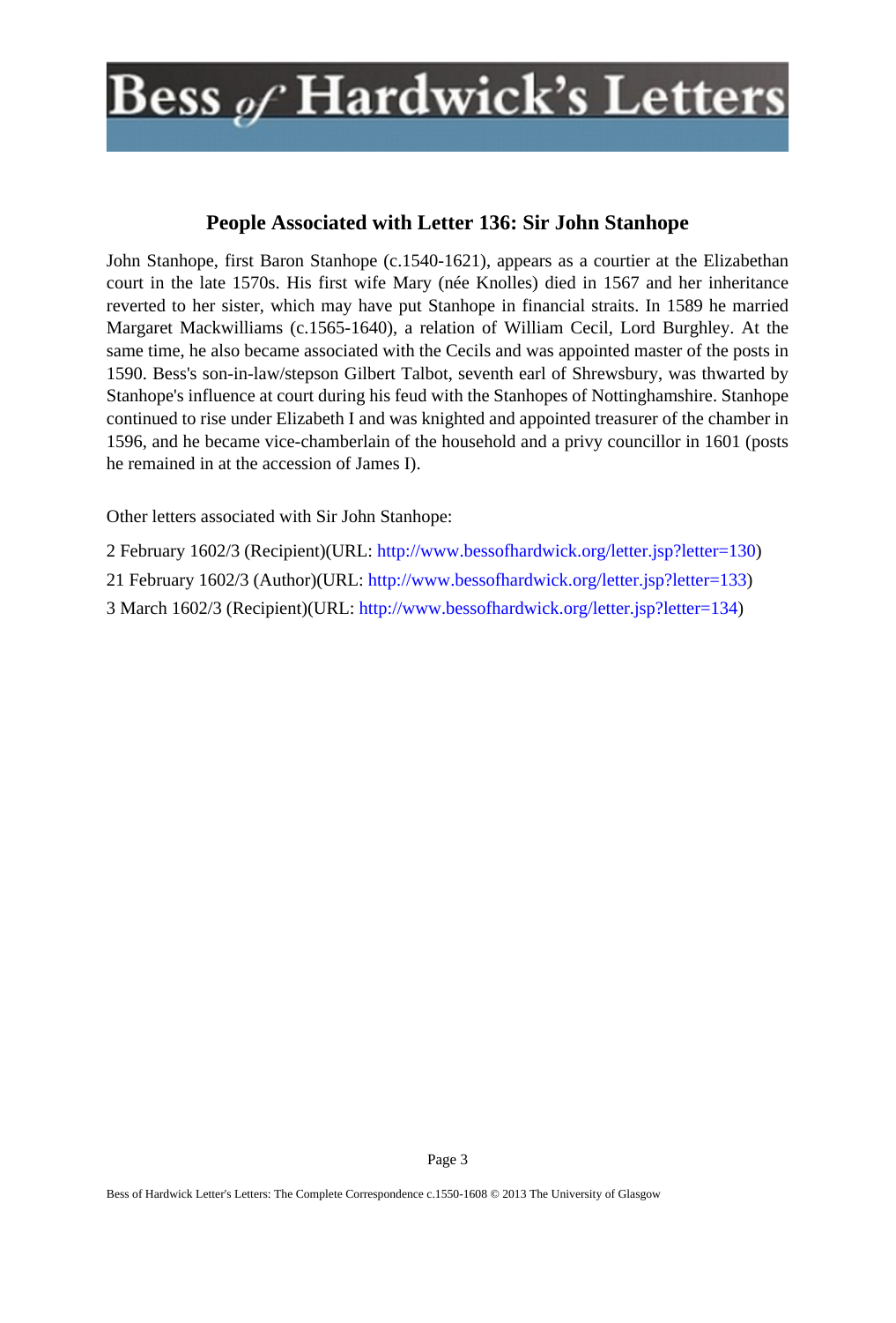## People Associated with Letter 136: Sir John Stanhope

John Stanhope, first Baron Stanhope (c.1540-1621), appears as a courtier at the Elizabethan court in the late 1570s. His first wife Mary (née Knolles) died in 1567 and her inheritance reverted to her sister, which may have put Stanhope in financial straits. In 1589 he married Margaret Mackwilliams (c.1565-1640), a relation of William Cecil, Lord Burghley. At the same time, he also became associated with the Cecils and was appointed master of the posts in 1590. Bess's son-in-law/stepson Gilbert Talbot, seventh earl of Shrewsbury, was thwarted by Stanhope's influence at court during his feud with the Stanhopes of Nottinghamshire. Stanhope continued to rise under Elizabeth I and was knighted and appointed treasurer of the chamber in 1596, and he became vice-chamberlain of the household and a privy councillor in 1601 (posts he remained in at the accession of James I).

Other letters associated with Sir John Stanhope:

2 February 1602/3 (Recipient)(URL: http://www.bessofhardwick.org/letter.jsp?letter=130)

21 February 1602/3 (Author)(URL: http://www.bessofhardwick.org/letter.jsp?letter=133)

3 March 1602/3 (Recipient)(URL: http://www.bessofhardwick.org/letter.jsp?letter=134)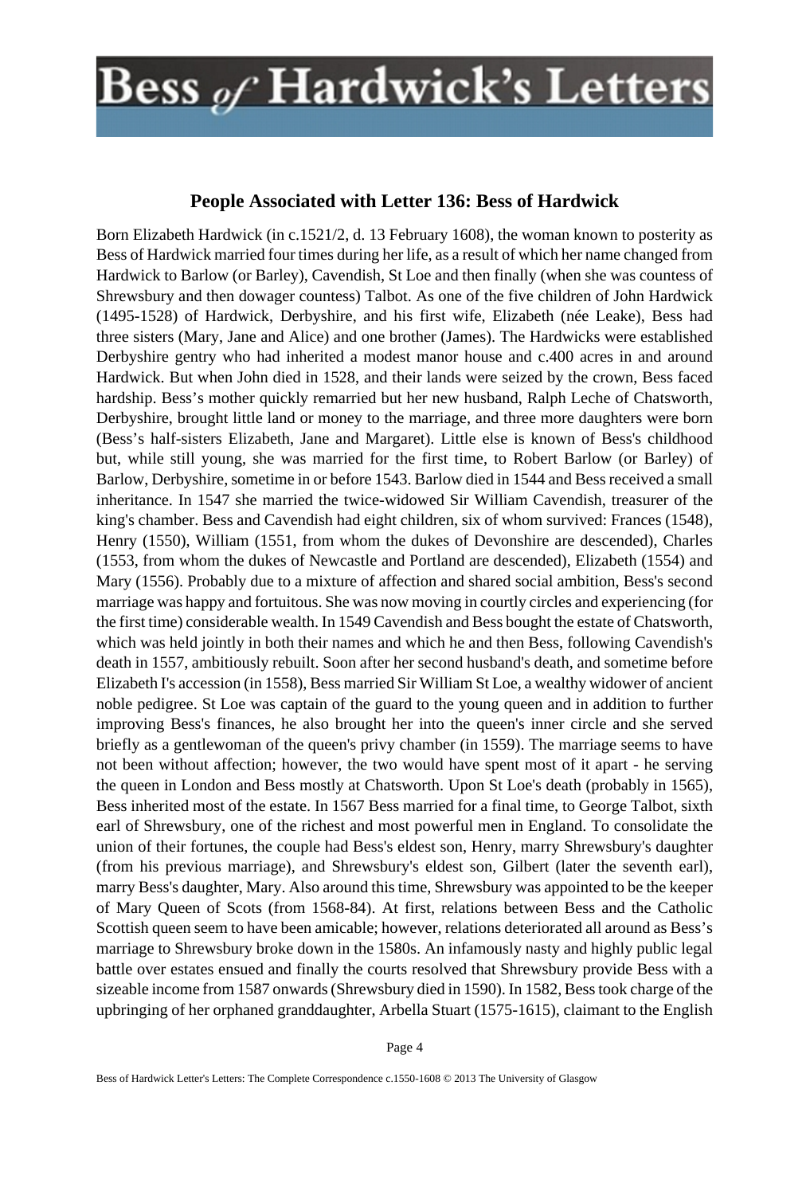## People Associated with Letter 136: Bess of Hardwick

Born Elizabeth Hardwick (in c.1521/2, d. 13 February 1608), the woman known to posterity as Bess of Hardwick married four times during her life, as a result of which her name changed from Hardwick to Barlow (or Barley), Cavendish, St Loe and then finally (when she was countess of Shrewsbury and then dowager countess) Talbot. As one of the five children of John Hardwick (1495-1528) of Hardwick, Derbyshire, and his first wife, Elizabeth (née Leake), Bess had three sisters (Mary, Jane and Alice) and one brother (James). The Hardwicks were established Derbyshire gentry who had inherited a modest manor house and c.400 acres in and around Hardwick. But when John died in 1528, and their lands were seized by the crown, Bess faced hardship. Bess's mother quickly remarried but her new husband, Ralph Leche of Chatsworth, Derbyshire, brought little land or money to the marriage, and three more daughters were born (Bess's half-sisters Elizabeth, Jane and Margaret). Little else is known of Bess's childhood but, while still young, she was married for the first time, to Robert Barlow (or Barley) of Barlow, Derbyshire, sometime in or before 1543. Barlow died in 1544 and Bess received a small inheritance. In 1547 she married the twice-widowed Sir William Cavendish, treasurer of the king's chamber. Bess and Cavendish had eight children, six of whom survived: Frances (1548), Henry (1550), William (1551, from whom the dukes of Devonshire are descended), Charles (1553, from whom the dukes of Newcastle and Portland are descended), Elizabeth (1554) and Mary (1556). Probably due to a mixture of affection and shared social ambition, Bess's second marriage was happy and fortuitous. She was now moving in courtly circles and experiencing (for the first time) considerable wealth. In 1549 Cavendish and Bess bought the estate of Chatsworth, which was held jointly in both their names and which he and then Bess, following Cavendish's death in 1557, ambitiously rebuilt. Soon after her second husband's death, and sometime before Elizabeth I's accession (in 1558), Bess married Sir William St Loe, a wealthy widower of ancient noble pedigree. St Loe was captain of the guard to the young queen and in addition to further improving Bess's finances, he also brought her into the queen's inner circle and she served briefly as a gentlewoman of the queen's privy chamber (in 1559). The marriage seems to have not been without affection; however, the two would have spent most of it apart - he serving the queen in London and Bess mostly at Chatsworth. Upon St Loe's death (probably in 1565), Bess inherited most of the estate. In 1567 Bess married for a final time, to George Talbot, sixth earl of Shrewsbury, one of the richest and most powerful men in England. To consolidate the union of their fortunes, the couple had Bess's eldest son, Henry, marry Shrewsbury's daughter (from his previous marriage), and Shrewsbury's eldest son, Gilbert (later the seventh earl), marry Bess's daughter, Mary. Also around this time, Shrewsbury was appointed to be the keeper of Mary Queen of Scots (from 1568-84). At first, relations between Bess and the Catholic Scottish queen seem to have been amicable; however, relations deteriorated all around as Bess's marriage to Shrewsbury broke down in the 1580s. An infamously nasty and highly public legal battle over estates ensued and finally the courts resolved that Shrewsbury provide Bess with a sizeable income from 1587 onwards (Shrewsbury died in 1590). In 1582, Bess took charge of the upbringing of her orphaned granddaughter, Arbella Stuart (1575-1615), claimant to the English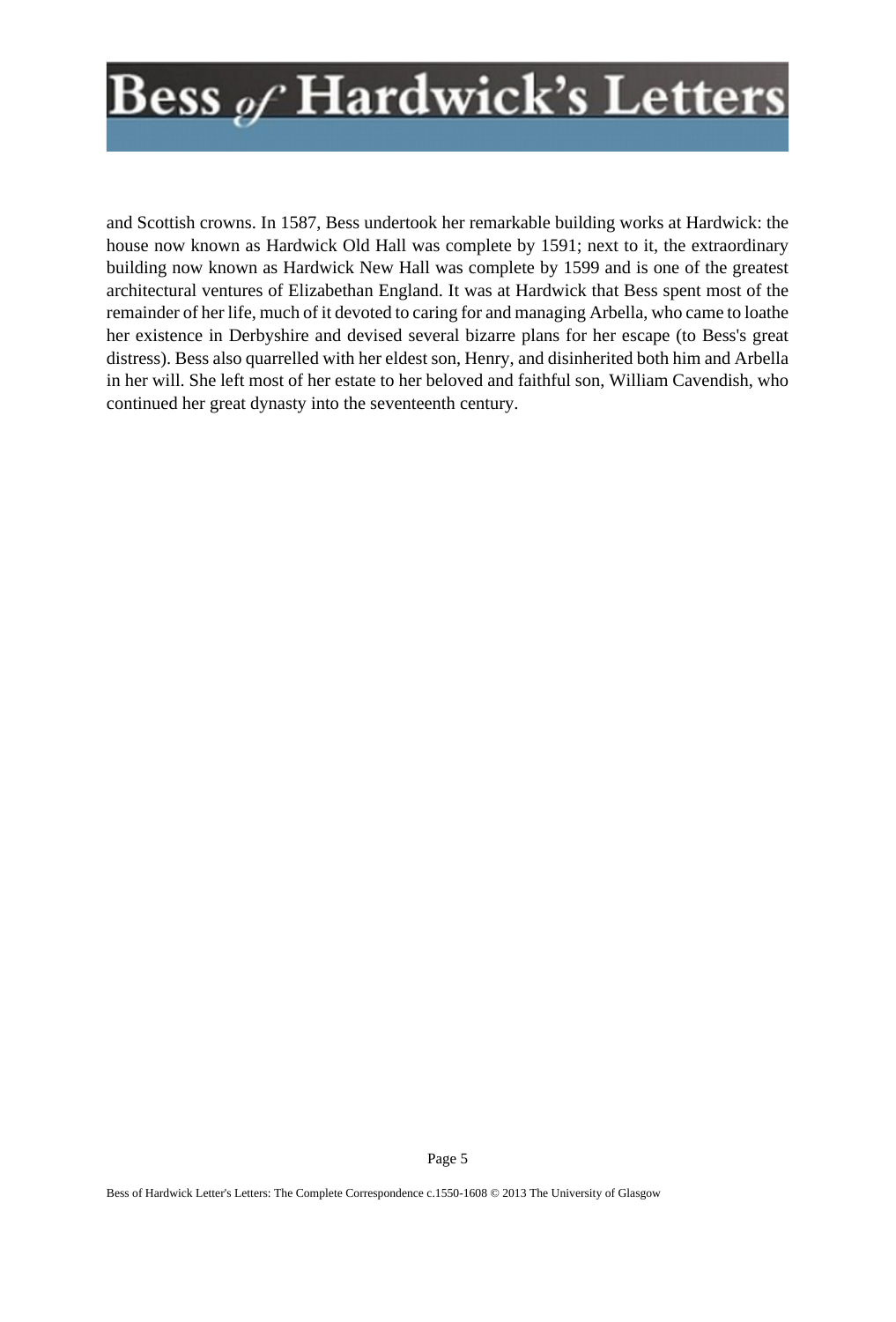and Scottish crowns. In 1587, Bess undertook her remarkable building works at Hardwick: the house now known as Hardwick Old Hall was complete by 1591; next to it, the extraordinary building now known as Hardwick New Hall was complete by 1599 and is one of the greatest architectural ventures of Elizabethan England. It was at Hardwick that Bess spent most of the remainder of her life, much of it devoted to caring for and managing Arbella, who came to loathe her existence in Derbyshire and devised several bizarre plans for her escape (to Bess's great distress). Bess also quarrelled with her eldest son, Henry, and disinherited both him and Arbella in her will. She left most of her estate to her beloved and faithful son, William Cavendish, who continued her great dynasty into the seventeenth century.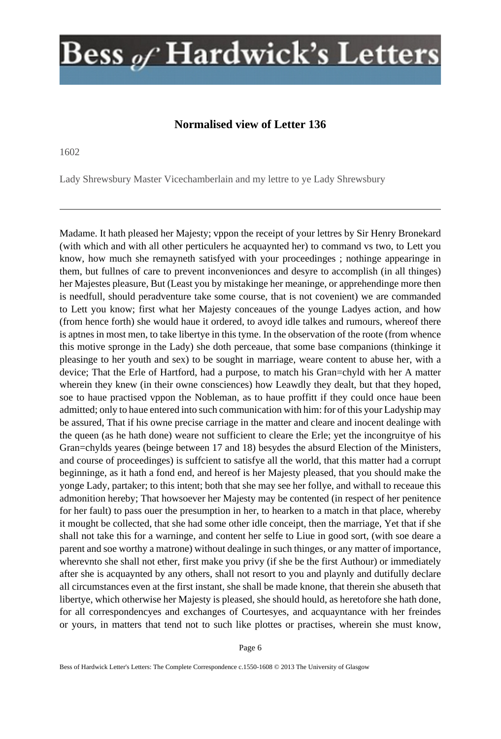# Bess of Hardwick's Letters

## Normalised view of Letter 136

1602

Lady Shrewsbury Master Vicechamberlain and my lettre to ye Lady Shrewsbury

---

Madame. It hath pleased her Majesty; vppon the receipt of your lettres by Sir Henry Bronekard (with which and with all other perticulers he acquaynted her) to command vs two, to Lett you know, how much she remayneth satisfyed with your proceedinges ; nothinge appearinge in them, but fullnes of care to prevent inconvenionces and desyre to accomplish (in all thinges) her Majestes pleasure, But (Least you by mistakinge her meaninge, or apprehendinge more then is needfull, should peradventure take some course, that is not covenient) we are commanded to Lett you know; first what her Majesty conceaues of the younge Ladyes action, and how (from hence forth) she would haue it ordered, to avoyd idle talkes and rumours, whereof there is aptnes in most men, to take libertye in this tyme. In the observation of the roote (from whence this motive spronge in the Lady) she doth perceaue, that some base companions (thinkinge it pleasinge to her youth and sex) to be sought in marriage, weare content to abuse her, with a device; That the Erle of Hartford, had a purpose, to match his Gran=chyld with her A matter wherein they knew (in their owne consciences) how Leawdly they dealt, but that they hoped, soe to haue practised vppon the Nobleman, as to haue proffitt if they could once haue been admitted; only to haue entered into such communication with him: for of this your Ladyship may be assured, That if his owne precise carriage in the matter and cleare and inocent dealinge with the queen (as he hath done) weare not sufficient to cleare the Erle; yet the incongruitye of his Gran=chylds yeares (beinge between 17 and 18) besydes the absurd Election of the Ministers, and course of proceedinges) is suffcient to satisfye all the world, that this matter had a corrupt beginninge, as it hath a fond end, and hereof is her Majesty pleased, that you should make the yonge Lady, partaker; to this intent; both that she may see her follye, and withall to receaue this admonition hereby; That howsoever her Majesty may be contented (in respect of her penitence for her fault) to pass ouer the presumption in her, to hearken to a match in that place, whereby it mought be collected, that she had some other idle conceipt, then the marriage, Yet that if she shall not take this for a warninge, and content her selfe to Liue in good sort, (with soe deare a parent and soe worthy a matrone) without dealinge in such thinges, or any matter of importance, wherevnto she shall not ether, first make you privy (if she be the first Authour) or immediately after she is acquaynted by any others, shall not resort to you and playnly and dutifully declare all circumstances even at the first instant, she shall be made knone, that therein she abuseth that libertye, which otherwise her Majesty is pleased, she should hould, as heretofore she hath done, for all correspondencyes and exchanges of Courtesyes, and acquayntance with her freindes or yours, in matters that tend not to such like plottes or practises, wherein she must know,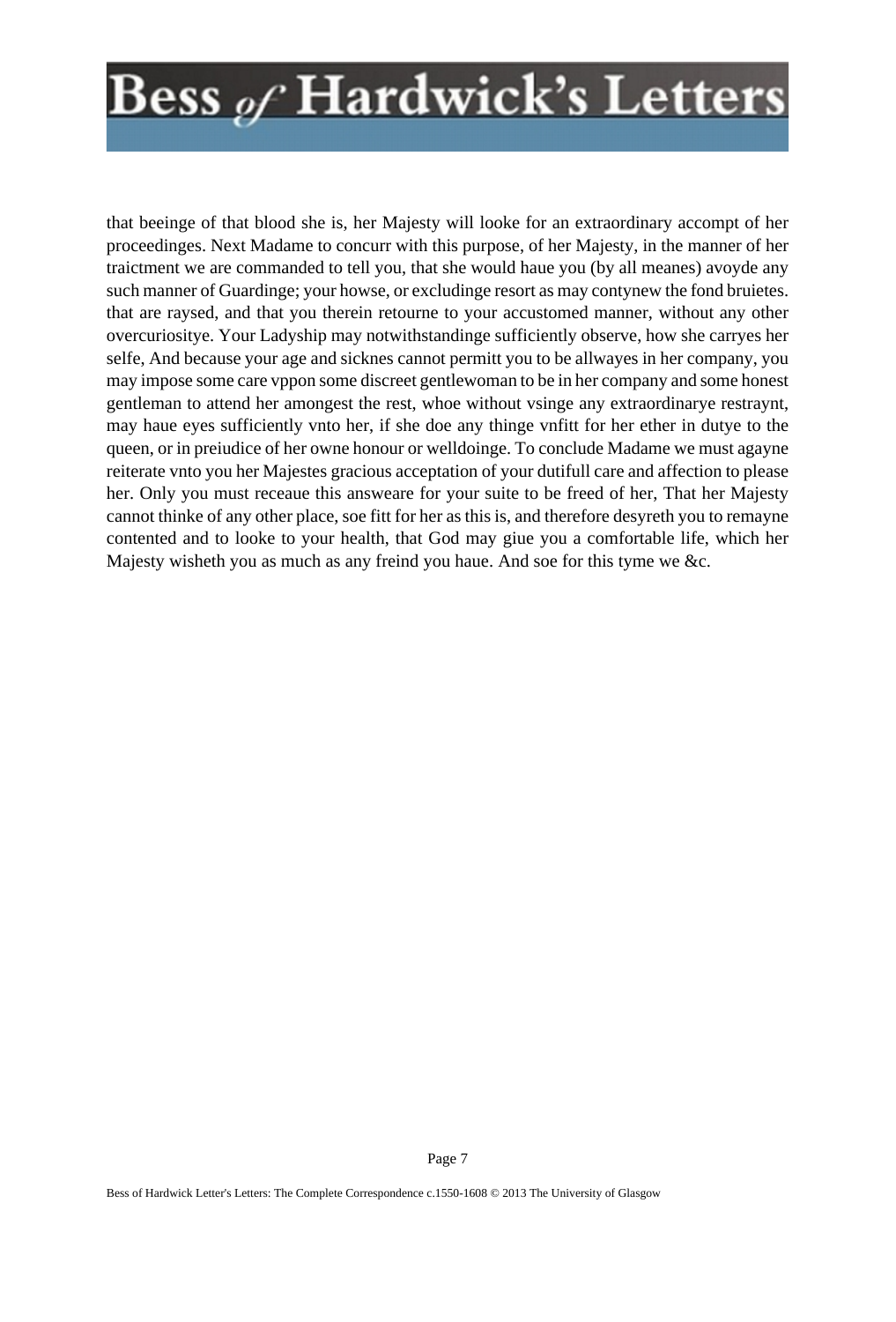that beeinge of that blood she is, her Majesty will looke for an extraordinary accompt of her proceedinges. Next Madame to concurr with this purpose, of her Majesty, in the manner of her traictment we are commanded to tell you, that she would haue you (by all meanes) avoyde any such manner of Guardinge; your howse, or excludinge resort as may contynew the fond bruietes. that are raysed, and that you therein retourne to your accustomed manner, without any other overcuriositye. Your Ladyship may notwithstandinge sufficiently observe, how she carryes her selfe, And because your age and sicknes cannot permitt you to be allwayes in her company, you may impose some care vppon some discreet gentlewoman to be in her company and some honest gentleman to attend her amongest the rest, whoe without vsinge any extraordinarye restraynt, may haue eyes sufficiently vnto her, if she doe any thinge vnfitt for her ether in dutye to the queen, or in preiudice of her owne honour or welldoinge. To conclude Madame we must agayne reiterate vnto you her Majestes gracious acceptation of your dutifull care and affection to please her. Only you must receaue this answeare for your suite to be freed of her, That her Majesty cannot thinke of any other place, soe fitt for her as this is, and therefore desyreth you to remayne contented and to looke to your health, that God may giue you a comfortable life, which her Majesty wisheth you as much as any freind you haue. And soe for this tyme we &c.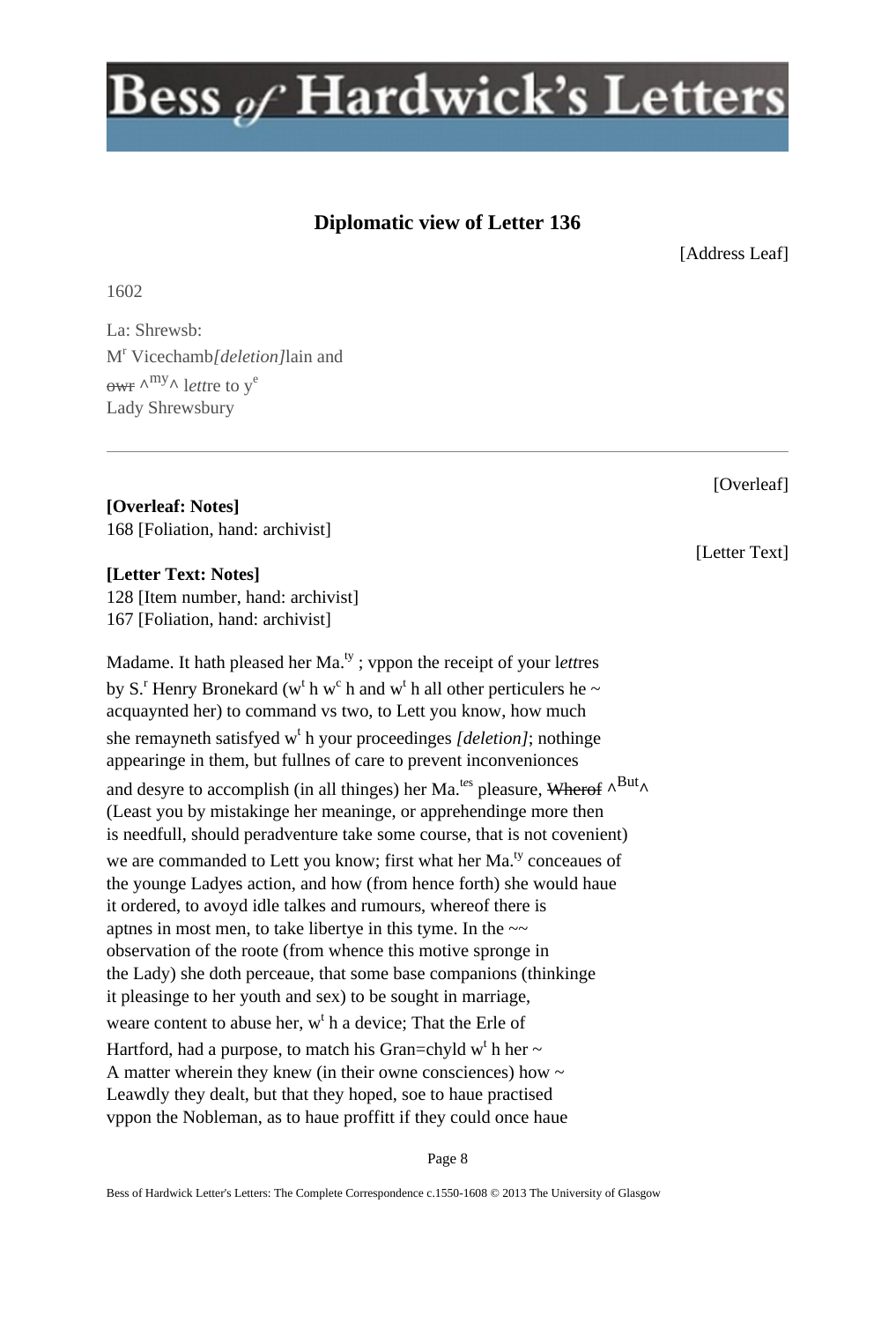# Diplomatic view of Letter 136

[Address Leaf]

1602

La: Shrewsb:
M[r] Vicechamb*[deletion]*lain and
~~owr~~ ^my^ l*ett*re to y[e]
Lady Shrewsbury

---

[Overleaf]

**[Overleaf: Notes]**
168 [Foliation, hand: archivist]

[Letter Text]

**[Letter Text: Notes]**
128 [Item number, hand: archivist]
167 [Foliation, hand: archivist]

Madame. It hath pleased her Ma.[ty] ; vppon the receipt of your l*ett*res
by S.[r] Henry Bronekard (w[t] h w[c] h and w[t] h all other perticulers he ~
acquaynted her) to command vs two, to Lett you know, how much
she remayneth satisfyed w[t] h your proceedinges *[deletion]*; nothinge
appearinge in them, but fullnes of care to prevent inconvenionces
and desyre to accomplish (in all thinges) her Ma.[tes] pleasure, ~~Wherof~~ ^But^
(Least you by mistakinge her meaninge, or apprehendinge more then
is needfull, should peradventure take some course, that is not covenient)
we are commanded to Lett you know; first what her Ma.[ty] conceaues of
the younge Ladyes action, and how (from hence forth) she would haue
it ordered, to avoyd idle talkes and rumours, whereof there is
aptnes in most men, to take libertye in this tyme. In the ~~
observation of the roote (from whence this motive spronge in
the Lady) she doth perceaue, that some base companions (thinkinge
it pleasinge to her youth and sex) to be sought in marriage,
weare content to abuse her, w[t] h a device; That the Erle of
Hartford, had a purpose, to match his Gran=chyld w[t] h her ~
A matter wherein they knew (in their owne consciences) how ~
Leawdly they dealt, but that they hoped, soe to haue practised
vppon the Nobleman, as to haue proffitt if they could once haue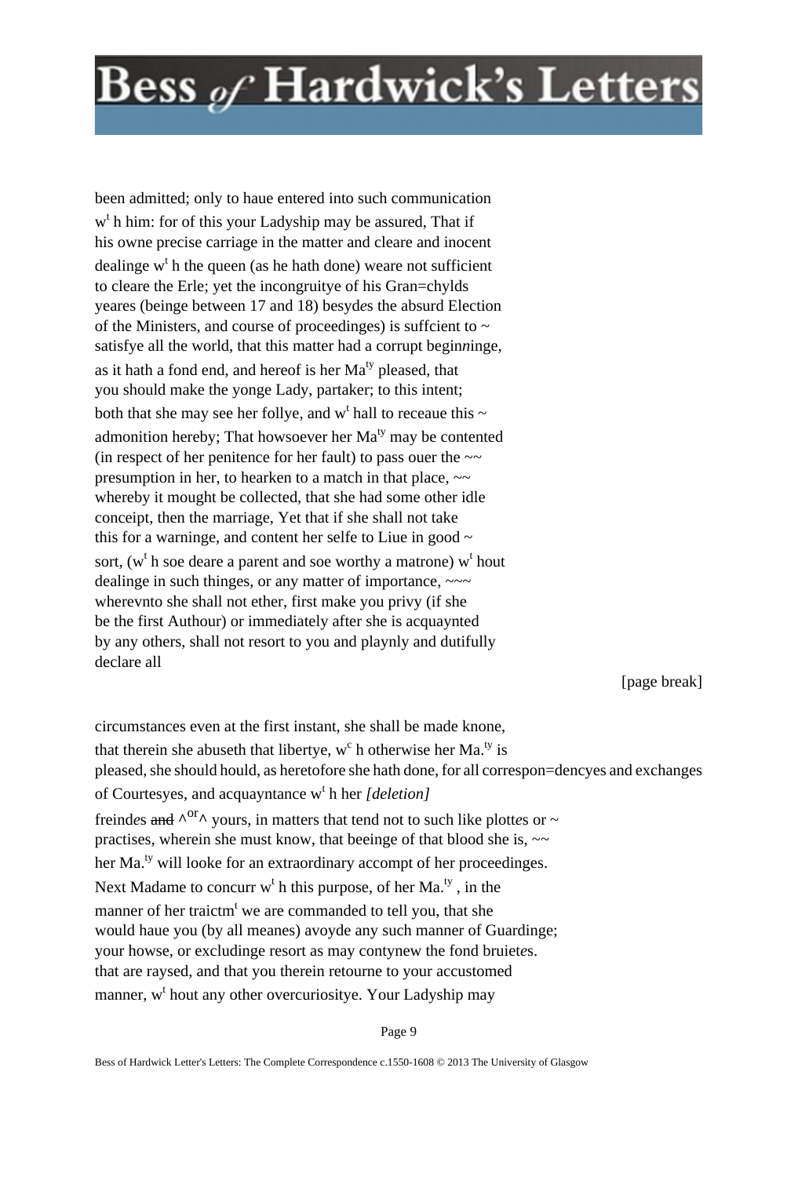been admitted; only to haue entered into such communication wt h him: for of this your Ladyship may be assured, That if his owne precise carriage in the matter and cleare and inocent dealinge wt h the queen (as he hath done) weare not sufficient to cleare the Erle; yet the incongruitye of his Gran=chylds yeares (beinge between 17 and 18) besyd*e*s the absurd Election of the Ministers, and course of proceedinges) is suffcient to ~ satisfye all the world, that this matter had a corrupt begin*n*inge, as it hath a fond end, and hereof is her Ma[ty] pleased, that you should make the yonge Lady, partaker; to this intent; both that she may see her follye, and wt hall to receaue this ~ admonition hereby; That howsoever her Ma[ty] may be contented (in respect of her penitence for her fault) to pass ouer the ~~ presumption in her, to hearken to a match in that place, ~~ whereby it mought be collected, that she had some other idle conceipt, then the marriage, Yet that if she shall not take this for a warninge, and content her selfe to Liue in good ~ sort, (wt h soe deare a parent and soe worthy a matrone) wt hout dealinge in such thinges, or any matter of importance, ~~~ wherevnto she shall not ether, first make you privy (if she be the first Authour) or immediately after she is acquaynted by any others, shall not resort to you and playnly and dutifully declare all

[page break]

circumstances even at the first instant, she shall be made knone, that therein she abuseth that libertye, wc h otherwise her Ma.[ty] is pleased, she should hould, as heretofore she hath done, for all correspon=dencyes and exchanges of Courtesyes, and acquayntance wt h her *[deletion]*

freind*e*s ~~and~~ ^or^ yours, in matters that tend not to such like plott*e*s or ~ practises, wherein she must know, that beeinge of that blood she is, ~~ her Ma.[ty] will looke for an extraordinary accompt of her proceedinges. Next Madame to concurr wt h this purpose, of her Ma.[ty] , in the manner of her traictm[t] we are commanded to tell you, that she would haue you (by all meanes) avoyde any such manner of Guardinge; your howse, or excludinge resort as may contynew the fond bruiet*e*s. that are raysed, and that you therein retourne to your accustomed manner, wt hout any other overcuriositye. Your Ladyship may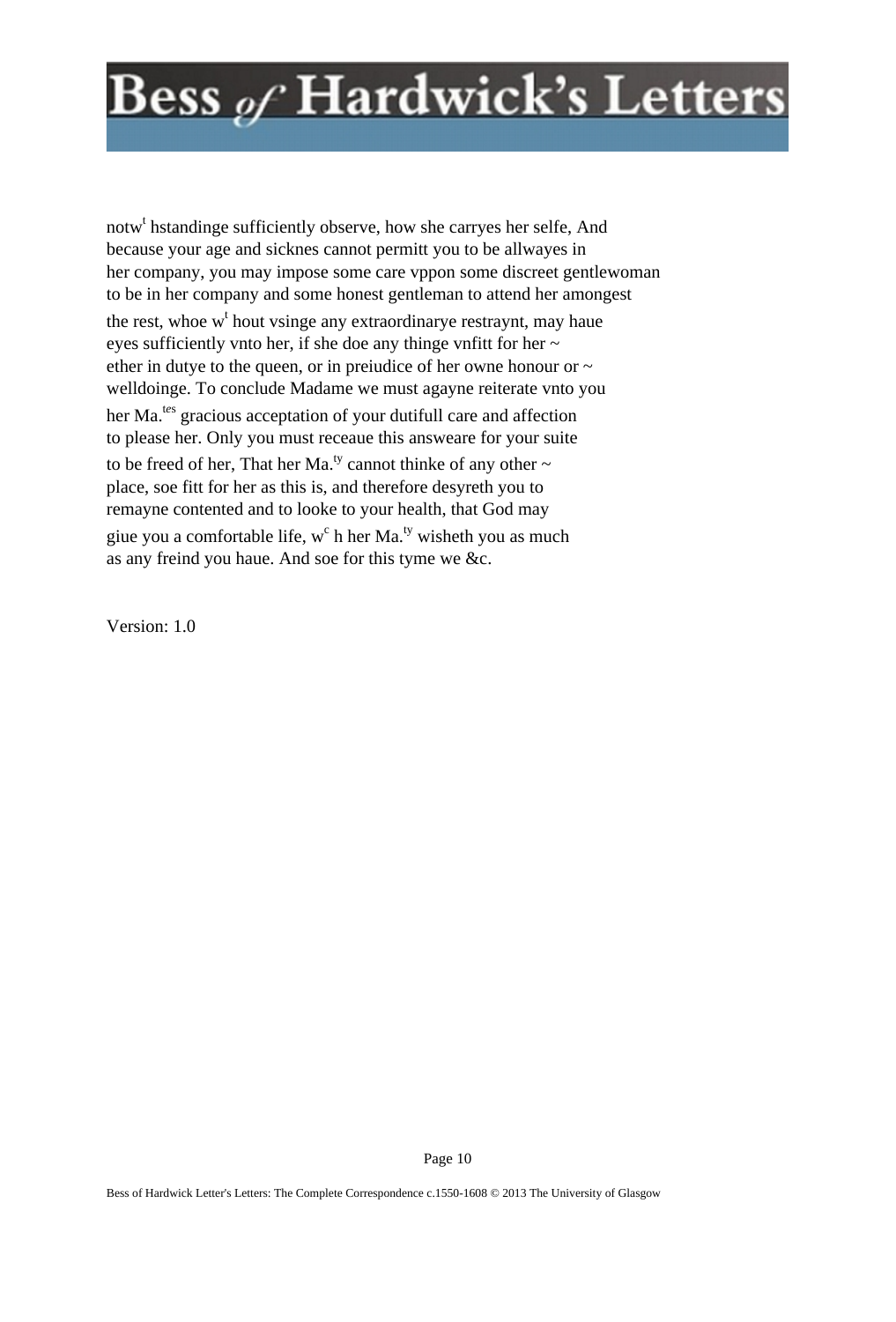notw[t] hstandinge sufficiently observe, how she carryes her selfe, And because your age and sicknes cannot permitt you to be allwayes in her company, you may impose some care vppon some discreet gentlewoman to be in her company and some honest gentleman to attend her amongest the rest, whoe w[t] hout vsinge any extraordinarye restraynt, may haue eyes sufficiently vnto her, if she doe any thinge vnfitt for her ~ ether in dutye to the queen, or in preiudice of her owne honour or ~ welldoinge. To conclude Madame we must agayne reiterate vnto you her Ma.[tes] gracious acceptation of your dutifull care and affection to please her. Only you must receaue this answeare for your suite to be freed of her, That her Ma.[ty] cannot thinke of any other ~ place, soe fitt for her as this is, and therefore desyreth you to remayne contented and to looke to your health, that God may giue you a comfortable life, w[c] h her Ma.[ty] wisheth you as much as any freind you haue. And soe for this tyme we &c.

Version: 1.0